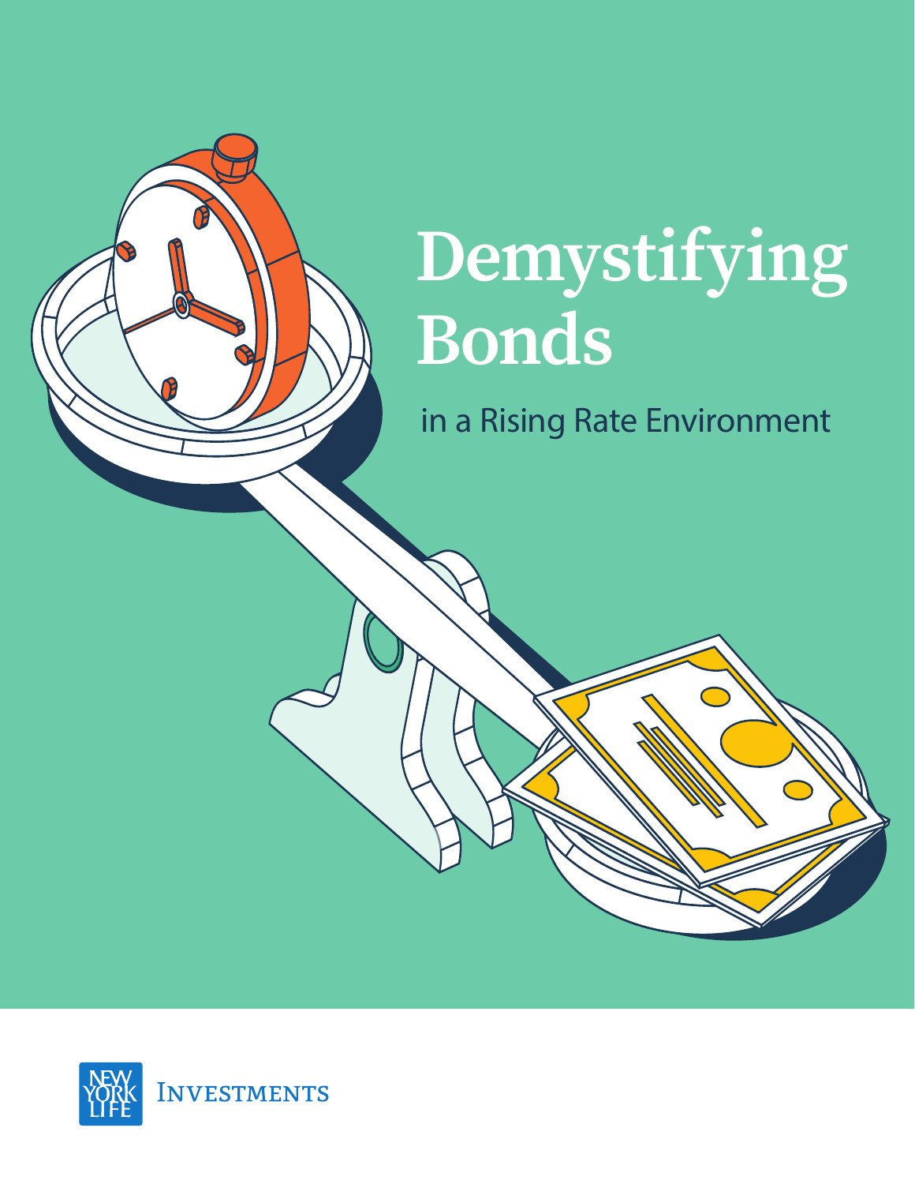# Demystifying Bonds

## in a Rising Rate Environment

New York Life Investments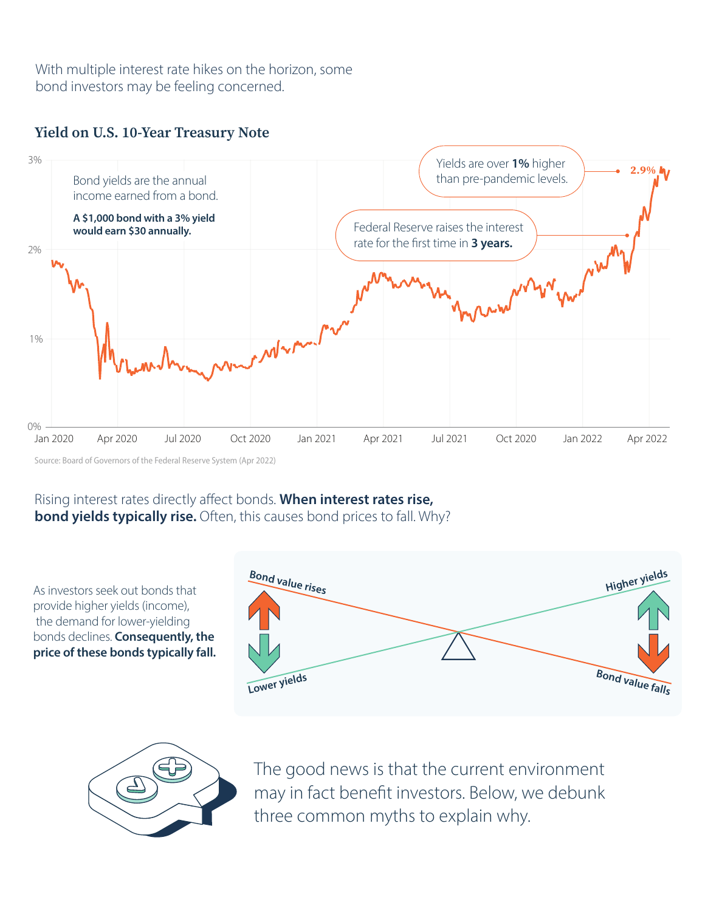With multiple interest rate hikes on the horizon, some bond investors may be feeling concerned.

### Yield on U.S. 10-Year Treasury Note

Bond yields are the annual income earned from a bond.

**A $1,000 bond with a 3% yield would earn $30 annually.**

Yields are over **1%** higher than pre-pandemic levels.

**2.9%**

Federal Reserve raises the interest rate for the first time in **3 years.**

3%
2%
1%
0%

Jan 2020 | Apr 2020 | Jul 2020 | Oct 2020 | Jan 2021 | Apr 2021 | Jul 2021 | Oct 2020 | Jan 2022 | Apr 2022

Source: Board of Governors of the Federal Reserve System (Apr 2022)

Rising interest rates directly affect bonds. **When interest rates rise, bond yields typically rise.** Often, this causes bond prices to fall. Why?

As investors seek out bonds that provide higher yields (income), the demand for lower-yielding bonds declines. **Consequently, the price of these bonds typically fall.**

Bond value rises
Higher yields
Lower yields
Bond value falls

The good news is that the current environment may in fact benefit investors. Below, we debunk three common myths to explain why.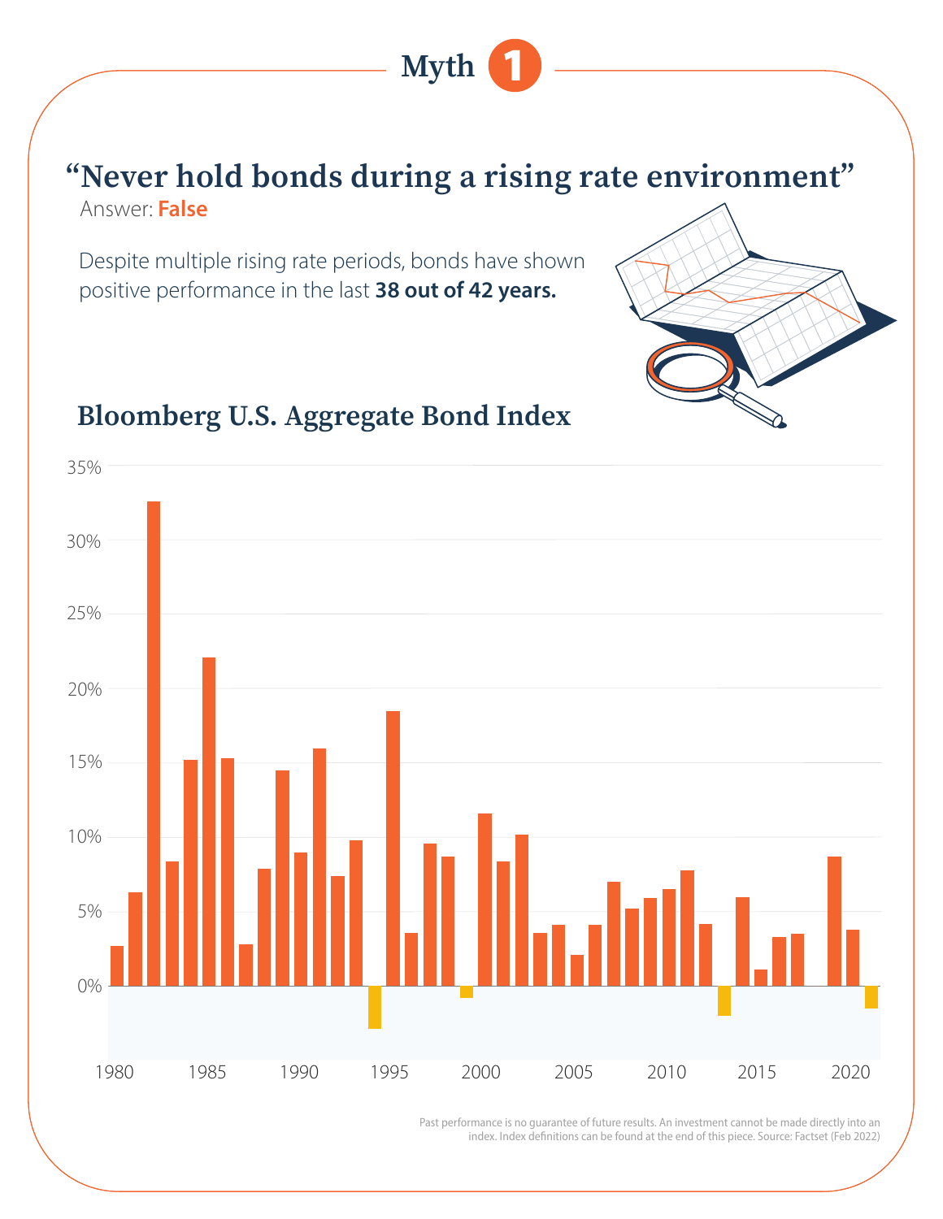# Myth 1

## "Never hold bonds during a rising rate environment"

Answer: **False**

Despite multiple rising rate periods, bonds have shown positive performance in the last **38 out of 42 years.**

### Bloomberg U.S. Aggregate Bond Index

Past performance is no guarantee of future results. An investment cannot be made directly into an index. Index definitions can be found at the end of this piece. Source: Factset (Feb 2022)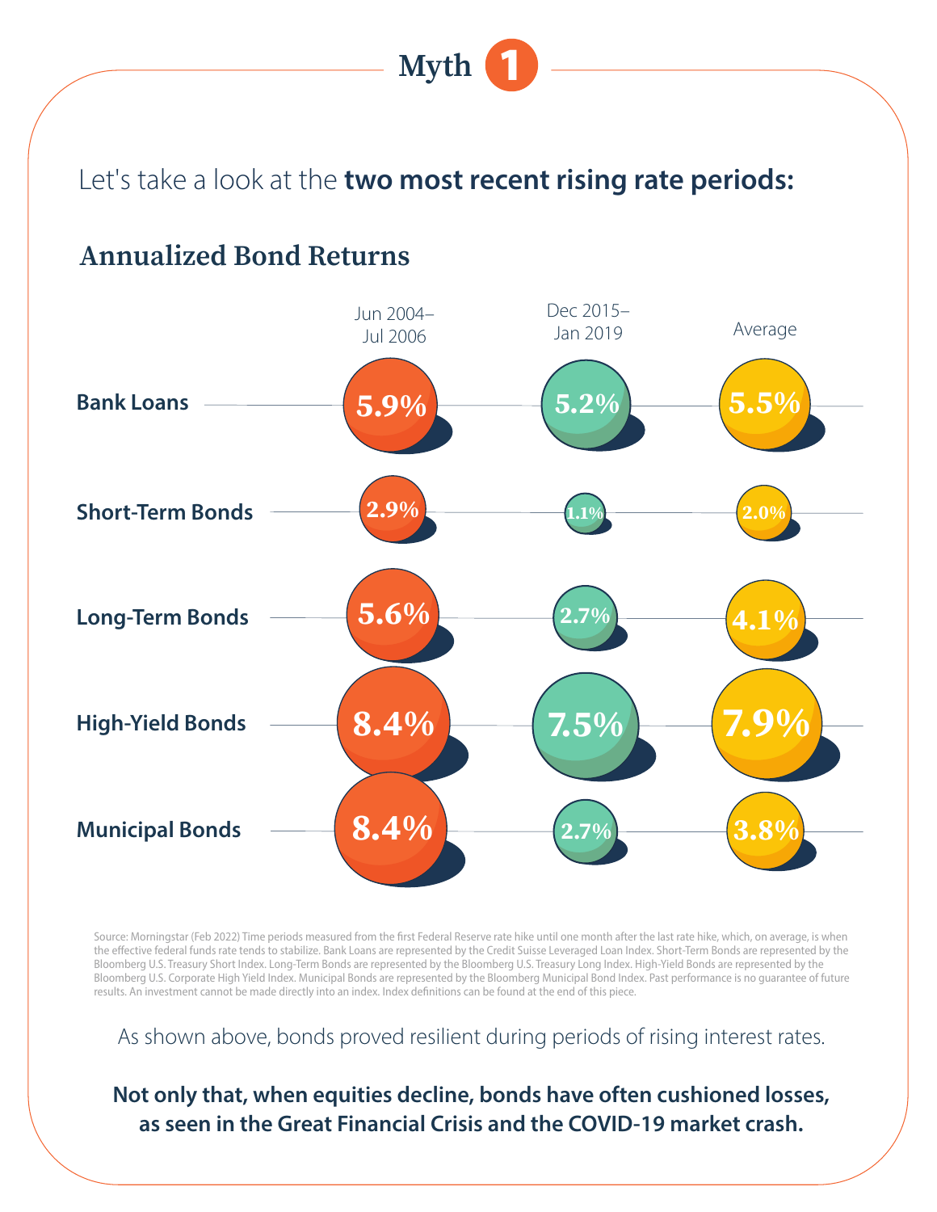## Myth 1

Let's take a look at the **two most recent rising rate periods:**

### Annualized Bond Returns

| | Jun 2004–Jul 2006 | Dec 2015–Jan 2019 | Average |
|---|---|---|---|
| **Bank Loans** | 5.9% | 5.2% | 5.5% |
| **Short-Term Bonds** | 2.9% | 1.1% | 2.0% |
| **Long-Term Bonds** | 5.6% | 2.7% | 4.1% |
| **High-Yield Bonds** | 8.4% | 7.5% | 7.9% |
| **Municipal Bonds** | 8.4% | 2.7% | 3.8% |

Source: Morningstar (Feb 2022) Time periods measured from the first Federal Reserve rate hike until one month after the last rate hike, which, on average, is when the effective federal funds rate tends to stabilize. Bank Loans are represented by the Credit Suisse Leveraged Loan Index. Short-Term Bonds are represented by the Bloomberg U.S. Treasury Short Index. Long-Term Bonds are represented by the Bloomberg U.S. Treasury Long Index. High-Yield Bonds are represented by the Bloomberg U.S. Corporate High Yield Index. Municipal Bonds are represented by the Bloomberg Municipal Bond Index. Past performance is no guarantee of future results. An investment cannot be made directly into an index. Index definitions can be found at the end of this piece.

As shown above, bonds proved resilient during periods of rising interest rates.

**Not only that, when equities decline, bonds have often cushioned losses, as seen in the Great Financial Crisis and the COVID-19 market crash.**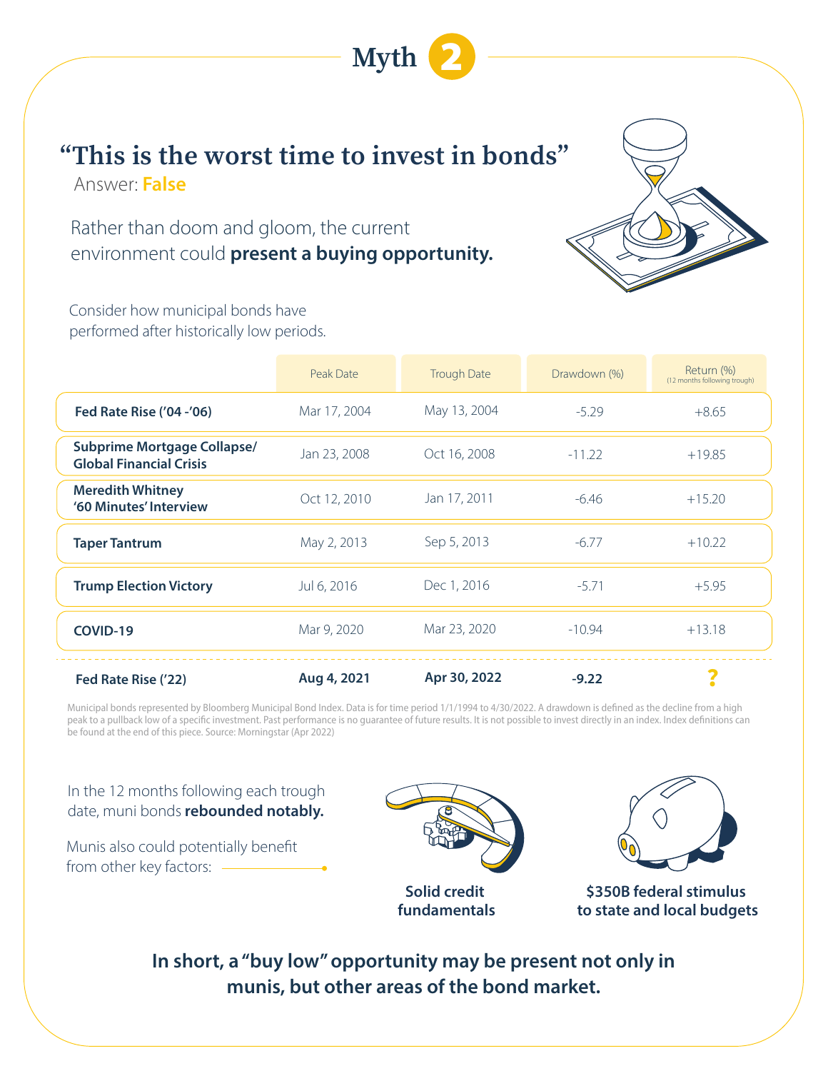# Myth 2

## "This is the worst time to invest in bonds"

Answer: **False**

Rather than doom and gloom, the current environment could **present a buying opportunity.**

Consider how municipal bonds have performed after historically low periods.

| | Peak Date | Trough Date | Drawdown (%) | Return (%) (12 months following trough) |
|---|---|---|---|---|
| **Fed Rate Rise ('04 -'06)** | Mar 17, 2004 | May 13, 2004 | -5.29 | +8.65 |
| **Subprime Mortgage Collapse/ Global Financial Crisis** | Jan 23, 2008 | Oct 16, 2008 | -11.22 | +19.85 |
| **Meredith Whitney '60 Minutes' Interview** | Oct 12, 2010 | Jan 17, 2011 | -6.46 | +15.20 |
| **Taper Tantrum** | May 2, 2013 | Sep 5, 2013 | -6.77 | +10.22 |
| **Trump Election Victory** | Jul 6, 2016 | Dec 1, 2016 | -5.71 | +5.95 |
| **COVID-19** | Mar 9, 2020 | Mar 23, 2020 | -10.94 | +13.18 |
| **Fed Rate Rise ('22)** | **Aug 4, 2021** | **Apr 30, 2022** | **-9.22** | **?** |

Municipal bonds represented by Bloomberg Municipal Bond Index. Data is for time period 1/1/1994 to 4/30/2022. A drawdown is defined as the decline from a high peak to a pullback low of a specific investment. Past performance is no guarantee of future results. It is not possible to invest directly in an index. Index definitions can be found at the end of this piece. Source: Morningstar (Apr 2022)

In the 12 months following each trough date, muni bonds **rebounded notably.**

Munis also could potentially benefit from other key factors:

- **Solid credit fundamentals**
- **$350B federal stimulus to state and local budgets**

**In short, a "buy low" opportunity may be present not only in munis, but other areas of the bond market.**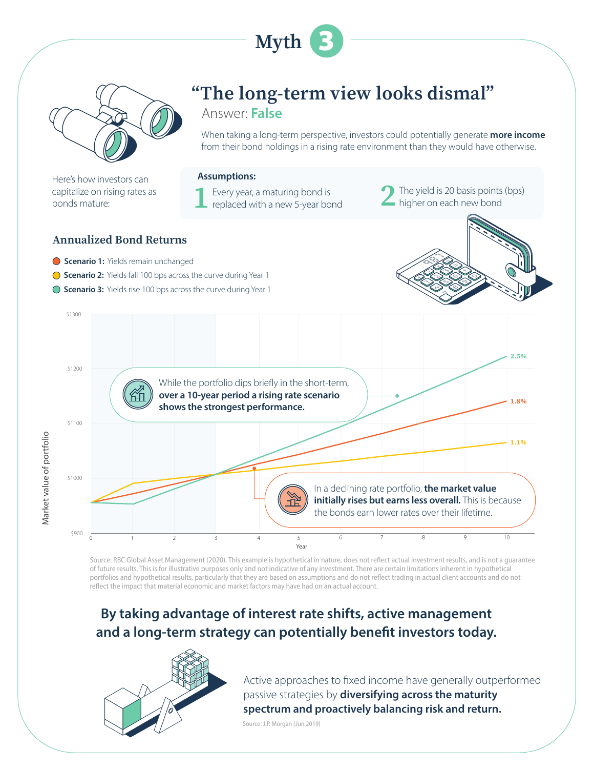# Myth 3

## "The long-term view looks dismal"

Answer: **False**

When taking a long-term perspective, investors could potentially generate **more income** from their bond holdings in a rising rate environment than they would have otherwise.

Here's how investors can capitalize on rising rates as bonds mature:

**Assumptions:**

1. Every year, a maturing bond is replaced with a new 5-year bond
2. The yield is 20 basis points (bps) higher on each new bond

### Annualized Bond Returns

- **Scenario 1:** Yields remain unchanged
- **Scenario 2:** Yields fall 100 bps across the curve during Year 1
- **Scenario 3:** Yields rise 100 bps across the curve during Year 1

Market value of portfolio ($900–$1300), Year 0–10. Year 10 annualized returns: Scenario 3: 2.5%; Scenario 1: 1.8%; Scenario 2: 1.1%.

While the portfolio dips briefly in the short-term, **over a 10-year period a rising rate scenario shows the strongest performance.**

In a declining rate portfolio, **the market value initially rises but earns less overall.** This is because the bonds earn lower rates over their lifetime.

Source: RBC Global Asset Management (2020). This example is hypothetical in nature, does not reflect actual investment results, and is not a guarantee of future results. This is for illustrative purposes only and not indicative of any investment. There are certain limitations inherent in hypothetical portfolios and hypothetical results, particularly that they are based on assumptions and do not reflect trading in actual client accounts and do not reflect the impact that material economic and market factors may have had on an actual account.

**By taking advantage of interest rate shifts, active management and a long-term strategy can potentially benefit investors today.**

Active approaches to fixed income have generally outperformed passive strategies by **diversifying across the maturity spectrum and proactively balancing risk and return.**

Source: J.P. Morgan (Jun 2019)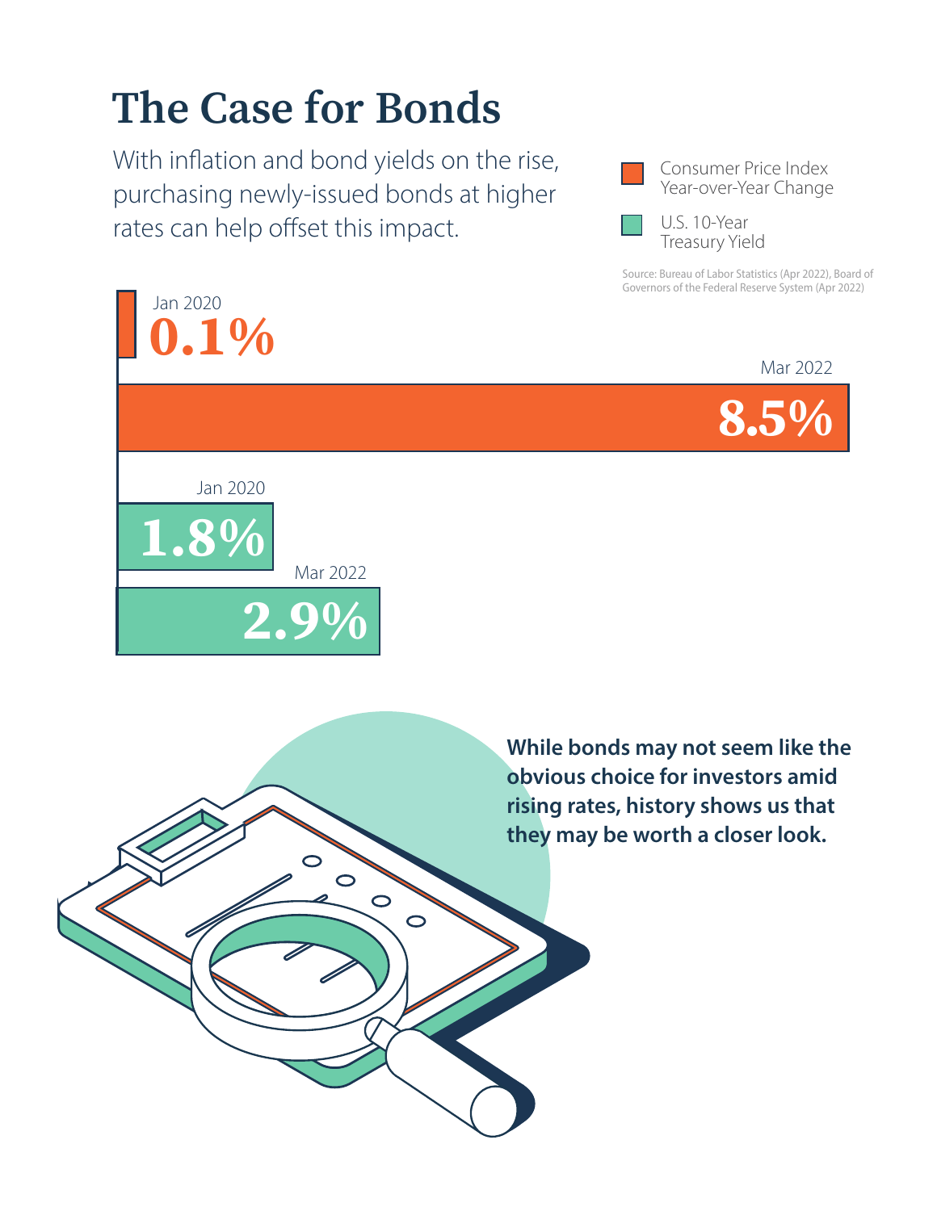# The Case for Bonds

With inflation and bond yields on the rise, purchasing newly-issued bonds at higher rates can help offset this impact.

Consumer Price Index Year-over-Year Change

U.S. 10-Year Treasury Yield

Source: Bureau of Labor Statistics (Apr 2022), Board of Governors of the Federal Reserve System (Apr 2022)

| Measure | Jan 2020 | Mar 2022 |
|---|---|---|
| Consumer Price Index Year-over-Year Change | 0.1% | 8.5% |
| U.S. 10-Year Treasury Yield | 1.8% | 2.9% |

**While bonds may not seem like the obvious choice for investors amid rising rates, history shows us that they may be worth a closer look.**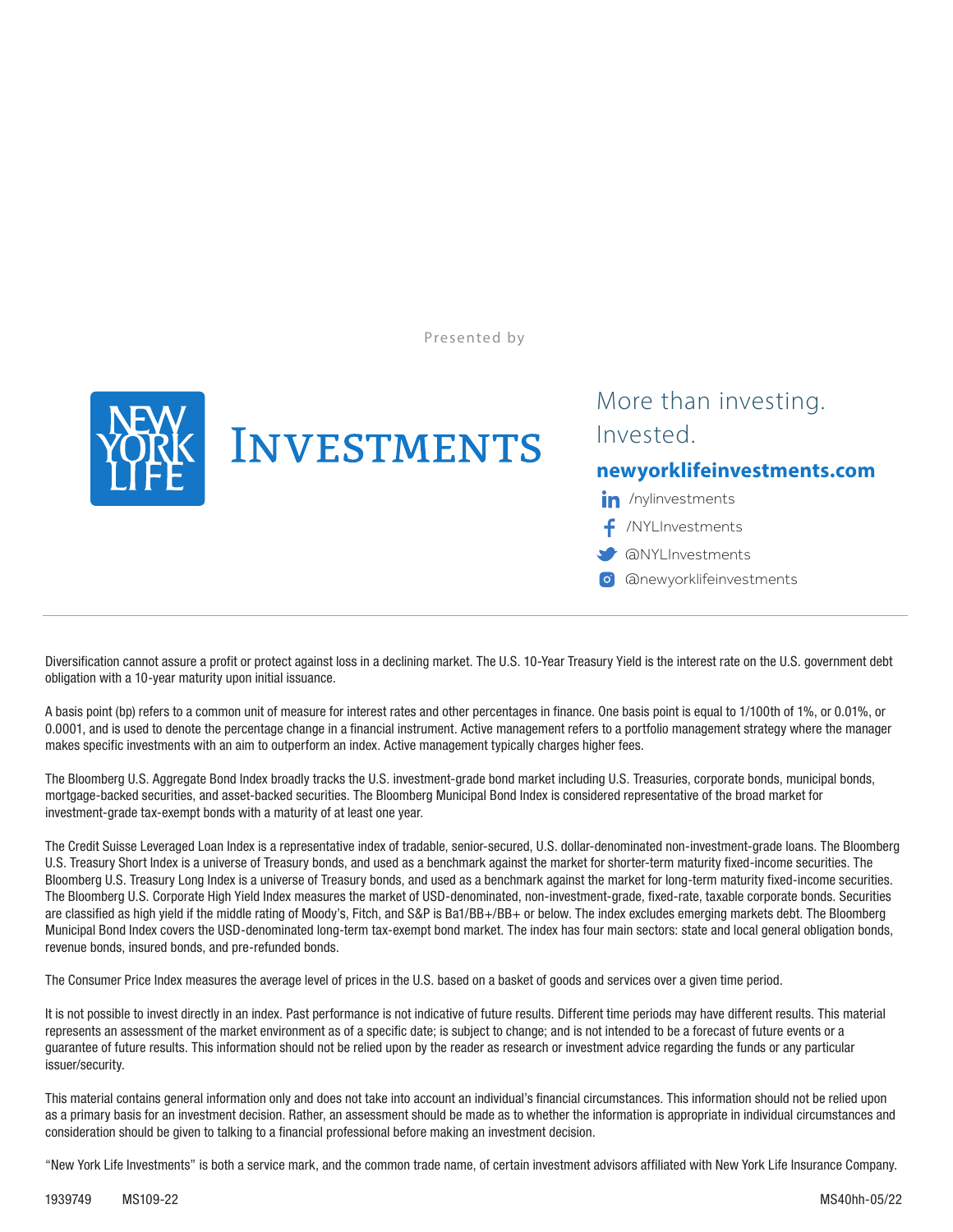Presented by

NEW YORK LIFE INVESTMENTS

More than investing.
Invested.

**newyorklifeinvestments.com**

/nylinvestments

/NYLInvestments

@NYLInvestments

@newyorklifeinvestments

---

Diversification cannot assure a profit or protect against loss in a declining market. The U.S. 10-Year Treasury Yield is the interest rate on the U.S. government debt obligation with a 10-year maturity upon initial issuance.

A basis point (bp) refers to a common unit of measure for interest rates and other percentages in finance. One basis point is equal to 1/100th of 1%, or 0.01%, or 0.0001, and is used to denote the percentage change in a financial instrument. Active management refers to a portfolio management strategy where the manager makes specific investments with an aim to outperform an index. Active management typically charges higher fees.

The Bloomberg U.S. Aggregate Bond Index broadly tracks the U.S. investment-grade bond market including U.S. Treasuries, corporate bonds, municipal bonds, mortgage-backed securities, and asset-backed securities. The Bloomberg Municipal Bond Index is considered representative of the broad market for investment-grade tax-exempt bonds with a maturity of at least one year.

The Credit Suisse Leveraged Loan Index is a representative index of tradable, senior-secured, U.S. dollar-denominated non-investment-grade loans. The Bloomberg U.S. Treasury Short Index is a universe of Treasury bonds, and used as a benchmark against the market for shorter-term maturity fixed-income securities. The Bloomberg U.S. Treasury Long Index is a universe of Treasury bonds, and used as a benchmark against the market for long-term maturity fixed-income securities. The Bloomberg U.S. Corporate High Yield Index measures the market of USD-denominated, non-investment-grade, fixed-rate, taxable corporate bonds. Securities are classified as high yield if the middle rating of Moody's, Fitch, and S&P is Ba1/BB+/BB+ or below. The index excludes emerging markets debt. The Bloomberg Municipal Bond Index covers the USD-denominated long-term tax-exempt bond market. The index has four main sectors: state and local general obligation bonds, revenue bonds, insured bonds, and pre-refunded bonds.

The Consumer Price Index measures the average level of prices in the U.S. based on a basket of goods and services over a given time period.

It is not possible to invest directly in an index. Past performance is not indicative of future results. Different time periods may have different results. This material represents an assessment of the market environment as of a specific date; is subject to change; and is not intended to be a forecast of future events or a guarantee of future results. This information should not be relied upon by the reader as research or investment advice regarding the funds or any particular issuer/security.

This material contains general information only and does not take into account an individual's financial circumstances. This information should not be relied upon as a primary basis for an investment decision. Rather, an assessment should be made as to whether the information is appropriate in individual circumstances and consideration should be given to talking to a financial professional before making an investment decision.

"New York Life Investments" is both a service mark, and the common trade name, of certain investment advisors affiliated with New York Life Insurance Company.

1939749 MS109-22 MS40hh-05/22